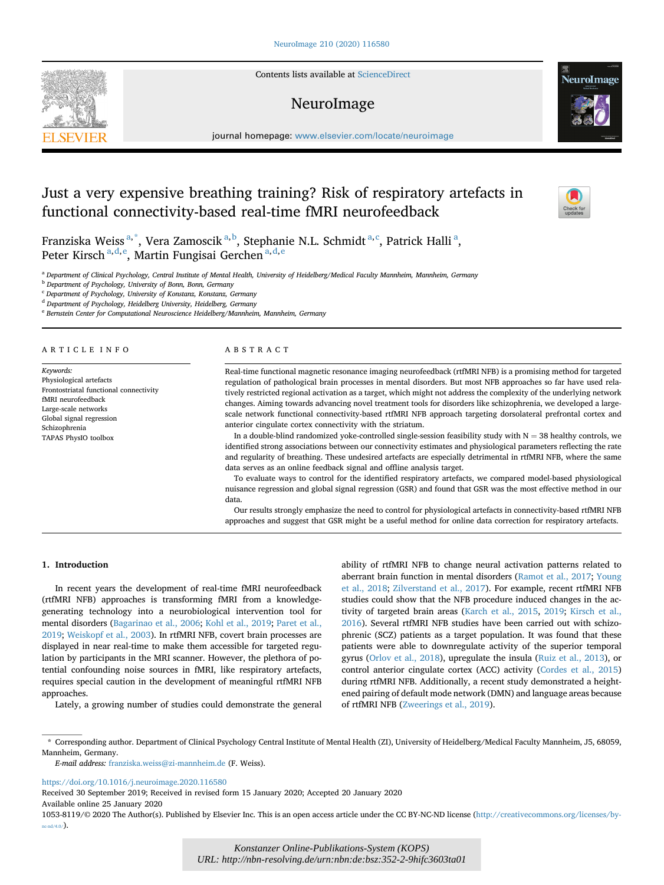# Just a very expensive breathing training? Risk of respiratory artefacts in functional connectivity-based real-time fMRI neurofeedback

Franziska Weiss [a,*], Vera Zamoscik [a,b], Stephanie N.L. Schmidt [a,c], Patrick Halli [a], Peter Kirsch [a,d,e], Martin Fungisai Gerchen [a,d,e]

[a] Department of Clinical Psychology, Central Institute of Mental Health, University of Heidelberg/Medical Faculty Mannheim, Mannheim, Germany
[b] Department of Psychology, University of Bonn, Bonn, Germany
[c] Department of Psychology, University of Konstanz, Konstanz, Germany
[d] Department of Psychology, Heidelberg University, Heidelberg, Germany
[e] Bernstein Center for Computational Neuroscience Heidelberg/Mannheim, Mannheim, Germany

## ARTICLE INFO

*Keywords:*
Physiological artefacts
Frontostriatal functional connectivity
fMRI neurofeedback
Large-scale networks
Global signal regression
Schizophrenia
TAPAS PhysIO toolbox

## ABSTRACT

Real-time functional magnetic resonance imaging neurofeedback (rtfMRI NFB) is a promising method for targeted regulation of pathological brain processes in mental disorders. But most NFB approaches so far have used relatively restricted regional activation as a target, which might not address the complexity of the underlying network changes. Aiming towards advancing novel treatment tools for disorders like schizophrenia, we developed a large-scale network functional connectivity-based rtfMRI NFB approach targeting dorsolateral prefrontal cortex and anterior cingulate cortex connectivity with the striatum.

In a double-blind randomized yoke-controlled single-session feasibility study with N = 38 healthy controls, we identified strong associations between our connectivity estimates and physiological parameters reflecting the rate and regularity of breathing. These undesired artefacts are especially detrimental in rtfMRI NFB, where the same data serves as an online feedback signal and offline analysis target.

To evaluate ways to control for the identified respiratory artefacts, we compared model-based physiological nuisance regression and global signal regression (GSR) and found that GSR was the most effective method in our data.

Our results strongly emphasize the need to control for physiological artefacts in connectivity-based rtfMRI NFB approaches and suggest that GSR might be a useful method for online data correction for respiratory artefacts.

## 1. Introduction

In recent years the development of real-time fMRI neurofeedback (rtfMRI NFB) approaches is transforming fMRI from a knowledge-generating technology into a neurobiological intervention tool for mental disorders (Bagarinao et al., 2006; Kohl et al., 2019; Paret et al., 2019; Weiskopf et al., 2003). In rtfMRI NFB, covert brain processes are displayed in near real-time to make them accessible for targeted regulation by participants in the MRI scanner. However, the plethora of potential confounding noise sources in fMRI, like respiratory artefacts, requires special caution in the development of meaningful rtfMRI NFB approaches.

Lately, a growing number of studies could demonstrate the general ability of rtfMRI NFB to change neural activation patterns related to aberrant brain function in mental disorders (Ramot et al., 2017; Young et al., 2018; Zilverstand et al., 2017). For example, recent rtfMRI NFB studies could show that the NFB procedure induced changes in the activity of targeted brain areas (Karch et al., 2015, 2019; Kirsch et al., 2016). Several rtfMRI NFB studies have been carried out with schizophrenic (SCZ) patients as a target population. It was found that these patients were able to downregulate activity of the superior temporal gyrus (Orlov et al., 2018), upregulate the insula (Ruiz et al., 2013), or control anterior cingulate cortex (ACC) activity (Cordes et al., 2015) during rtfMRI NFB. Additionally, a recent study demonstrated a heightened pairing of default mode network (DMN) and language areas because of rtfMRI NFB (Zweerings et al., 2019).

* Corresponding author. Department of Clinical Psychology Central Institute of Mental Health (ZI), University of Heidelberg/Medical Faculty Mannheim, J5, 68059, Mannheim, Germany.

*E-mail address:* franziska.weiss@zi-mannheim.de (F. Weiss).

https://doi.org/10.1016/j.neuroimage.2020.116580
Received 30 September 2019; Received in revised form 15 January 2020; Accepted 20 January 2020
Available online 25 January 2020
1053-8119/© 2020 The Author(s). Published by Elsevier Inc. This is an open access article under the CC BY-NC-ND license (http://creativecommons.org/licenses/by-nc-nd/4.0/).

Konstanzer Online-Publikations-System (KOPS)
URL: http://nbn-resolving.de/urn:nbn:de:bsz:352-2-9hifc3603ta01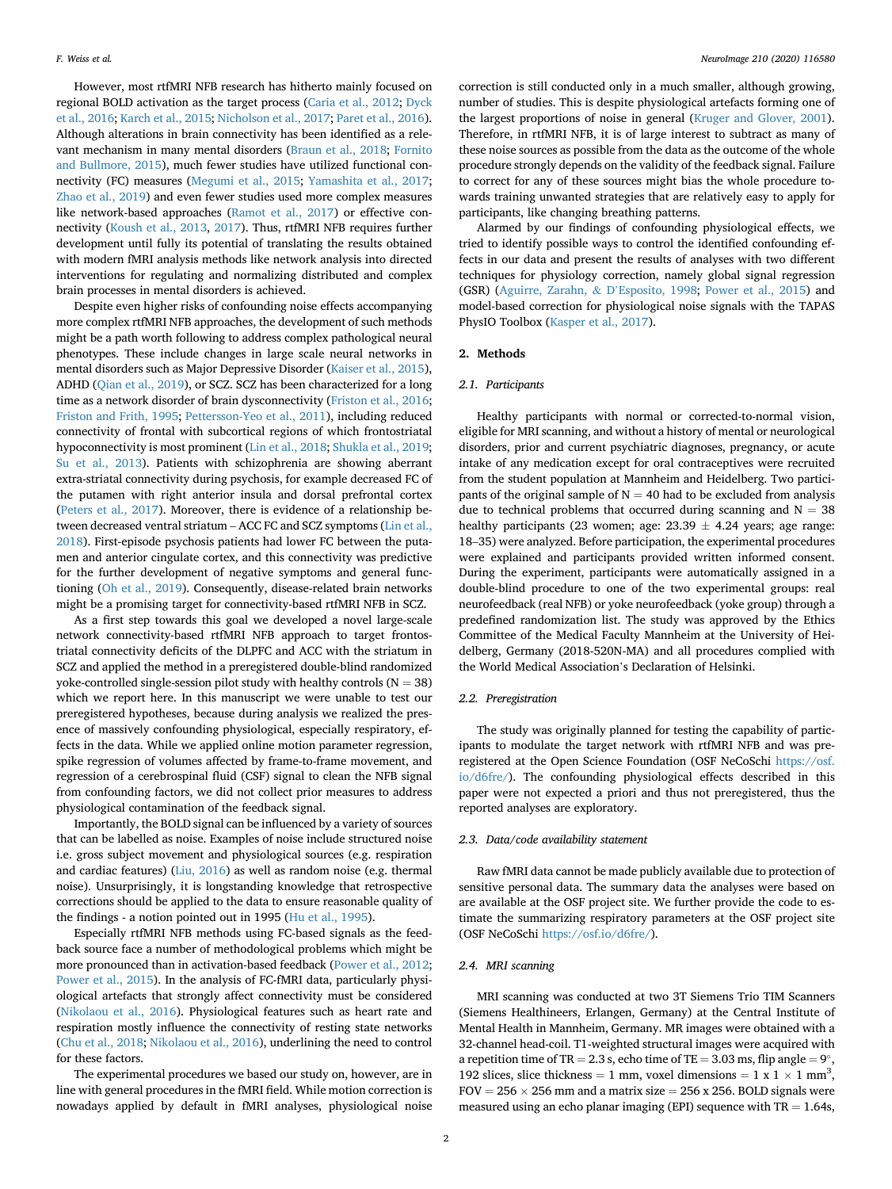However, most rtfMRI NFB research has hitherto mainly focused on regional BOLD activation as the target process (Caria et al., 2012; Dyck et al., 2016; Karch et al., 2015; Nicholson et al., 2017; Paret et al., 2016). Although alterations in brain connectivity has been identified as a relevant mechanism in many mental disorders (Braun et al., 2018; Fornito and Bullmore, 2015), much fewer studies have utilized functional connectivity (FC) measures (Megumi et al., 2015; Yamashita et al., 2017; Zhao et al., 2019) and even fewer studies used more complex measures like network-based approaches (Ramot et al., 2017) or effective connectivity (Koush et al., 2013, 2017). Thus, rtfMRI NFB requires further development until fully its potential of translating the results obtained with modern fMRI analysis methods like network analysis into directed interventions for regulating and normalizing distributed and complex brain processes in mental disorders is achieved.

Despite even higher risks of confounding noise effects accompanying more complex rtfMRI NFB approaches, the development of such methods might be a path worth following to address complex pathological neural phenotypes. These include changes in large scale neural networks in mental disorders such as Major Depressive Disorder (Kaiser et al., 2015), ADHD (Qian et al., 2019), or SCZ. SCZ has been characterized for a long time as a network disorder of brain dysconnectivity (Friston et al., 2016; Friston and Frith, 1995; Pettersson-Yeo et al., 2011), including reduced connectivity of frontal with subcortical regions of which frontostriatal hypoconnectivity is most prominent (Lin et al., 2018; Shukla et al., 2019; Su et al., 2013). Patients with schizophrenia are showing aberrant extra-striatal connectivity during psychosis, for example decreased FC of the putamen with right anterior insula and dorsal prefrontal cortex (Peters et al., 2017). Moreover, there is evidence of a relationship between decreased ventral striatum – ACC FC and SCZ symptoms (Lin et al., 2018). First-episode psychosis patients had lower FC between the putamen and anterior cingulate cortex, and this connectivity was predictive for the further development of negative symptoms and general functioning (Oh et al., 2019). Consequently, disease-related brain networks might be a promising target for connectivity-based rtfMRI NFB in SCZ.

As a first step towards this goal we developed a novel large-scale network connectivity-based rtfMRI NFB approach to target frontostriatal connectivity deficits of the DLPFC and ACC with the striatum in SCZ and applied the method in a preregistered double-blind randomized yoke-controlled single-session pilot study with healthy controls (N = 38) which we report here. In this manuscript we were unable to test our preregistered hypotheses, because during analysis we realized the presence of massively confounding physiological, especially respiratory, effects in the data. While we applied online motion parameter regression, spike regression of volumes affected by frame-to-frame movement, and regression of a cerebrospinal fluid (CSF) signal to clean the NFB signal from confounding factors, we did not collect prior measures to address physiological contamination of the feedback signal.

Importantly, the BOLD signal can be influenced by a variety of sources that can be labelled as noise. Examples of noise include structured noise i.e. gross subject movement and physiological sources (e.g. respiration and cardiac features) (Liu, 2016) as well as random noise (e.g. thermal noise). Unsurprisingly, it is longstanding knowledge that retrospective corrections should be applied to the data to ensure reasonable quality of the findings - a notion pointed out in 1995 (Hu et al., 1995).

Especially rtfMRI NFB methods using FC-based signals as the feedback source face a number of methodological problems which might be more pronounced than in activation-based feedback (Power et al., 2012; Power et al., 2015). In the analysis of FC-fMRI data, particularly physiological artefacts that strongly affect connectivity must be considered (Nikolaou et al., 2016). Physiological features such as heart rate and respiration mostly influence the connectivity of resting state networks (Chu et al., 2018; Nikolaou et al., 2016), underlining the need to control for these factors.

The experimental procedures we based our study on, however, are in line with general procedures in the fMRI field. While motion correction is nowadays applied by default in fMRI analyses, physiological noise correction is still conducted only in a much smaller, although growing, number of studies. This is despite physiological artefacts forming one of the largest proportions of noise in general (Kruger and Glover, 2001). Therefore, in rtfMRI NFB, it is of large interest to subtract as many of these noise sources as possible from the data as the outcome of the whole procedure strongly depends on the validity of the feedback signal. Failure to correct for any of these sources might bias the whole procedure towards training unwanted strategies that are relatively easy to apply for participants, like changing breathing patterns.

Alarmed by our findings of confounding physiological effects, we tried to identify possible ways to control the identified confounding effects in our data and present the results of analyses with two different techniques for physiology correction, namely global signal regression (GSR) (Aguirre, Zarahn, & D'Esposito, 1998; Power et al., 2015) and model-based correction for physiological noise signals with the TAPAS PhysIO Toolbox (Kasper et al., 2017).

## 2. Methods

### 2.1. Participants

Healthy participants with normal or corrected-to-normal vision, eligible for MRI scanning, and without a history of mental or neurological disorders, prior and current psychiatric diagnoses, pregnancy, or acute intake of any medication except for oral contraceptives were recruited from the student population at Mannheim and Heidelberg. Two participants of the original sample of N = 40 had to be excluded from analysis due to technical problems that occurred during scanning and N = 38 healthy participants (23 women; age: 23.39 ± 4.24 years; age range: 18–35) were analyzed. Before participation, the experimental procedures were explained and participants provided written informed consent. During the experiment, participants were automatically assigned in a double-blind procedure to one of the two experimental groups: real neurofeedback (real NFB) or yoke neurofeedback (yoke group) through a predefined randomization list. The study was approved by the Ethics Committee of the Medical Faculty Mannheim at the University of Heidelberg, Germany (2018-520N-MA) and all procedures complied with the World Medical Association's Declaration of Helsinki.

### 2.2. Preregistration

The study was originally planned for testing the capability of participants to modulate the target network with rtfMRI NFB and was preregistered at the Open Science Foundation (OSF NeCoSchi https://osf.io/d6fre/). The confounding physiological effects described in this paper were not expected a priori and thus not preregistered, thus the reported analyses are exploratory.

### 2.3. Data/code availability statement

Raw fMRI data cannot be made publicly available due to protection of sensitive personal data. The summary data the analyses were based on are available at the OSF project site. We further provide the code to estimate the summarizing respiratory parameters at the OSF project site (OSF NeCoSchi https://osf.io/d6fre/).

### 2.4. MRI scanning

MRI scanning was conducted at two 3T Siemens Trio TIM Scanners (Siemens Healthineers, Erlangen, Germany) at the Central Institute of Mental Health in Mannheim, Germany. MR images were obtained with a 32-channel head-coil. T1-weighted structural images were acquired with a repetition time of TR = 2.3 s, echo time of TE = 3.03 ms, flip angle = 9°, 192 slices, slice thickness = 1 mm, voxel dimensions = 1 x 1 × 1 $mm^3$, FOV = 256 × 256 mm and a matrix size = 256 x 256. BOLD signals were measured using an echo planar imaging (EPI) sequence with TR = 1.64s,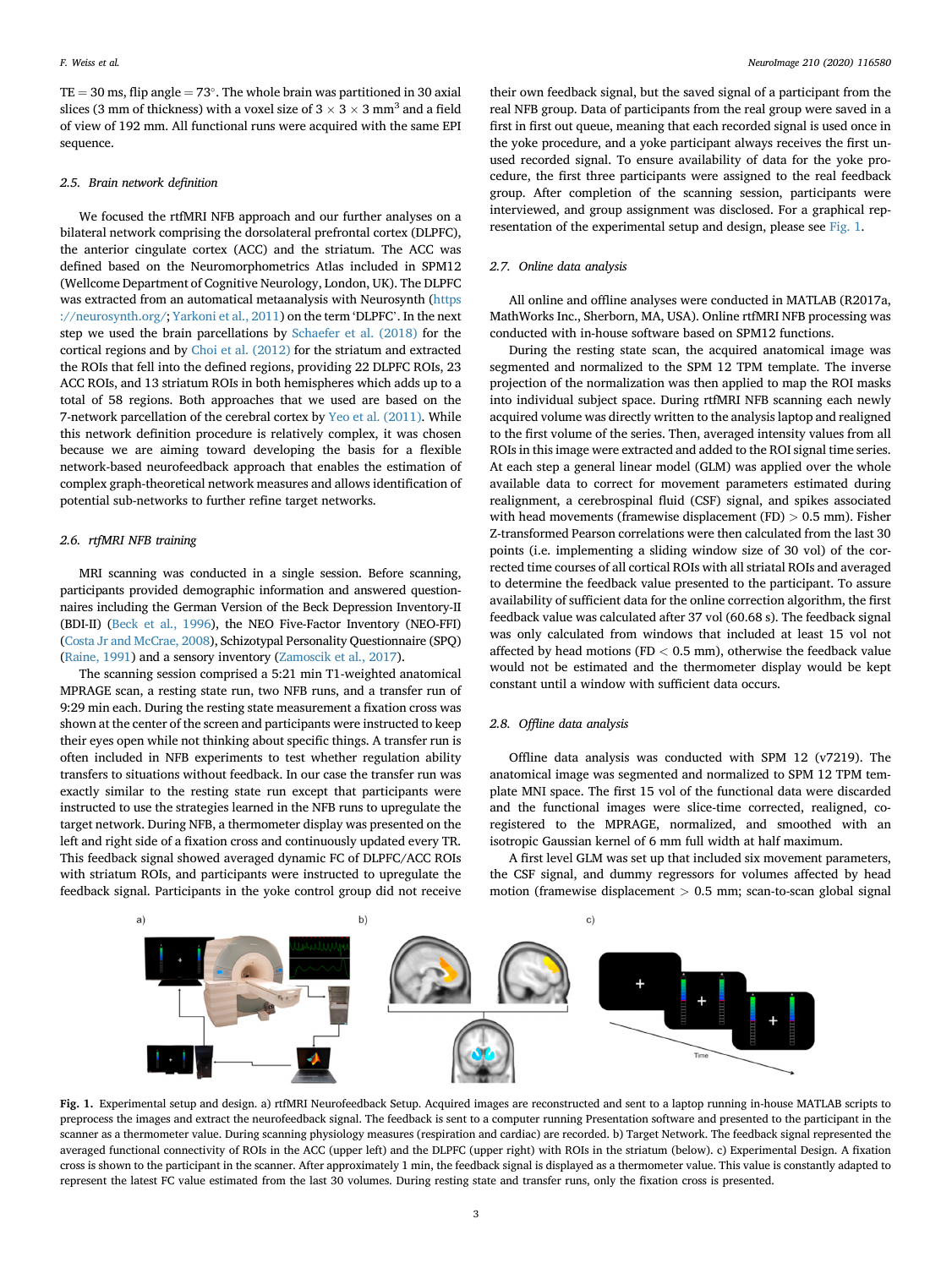TE = 30 ms, flip angle = 73°. The whole brain was partitioned in 30 axial slices (3 mm of thickness) with a voxel size of 3 × 3 × 3 mm$^3$ and a field of view of 192 mm. All functional runs were acquired with the same EPI sequence.

### 2.5. Brain network definition

We focused the rtfMRI NFB approach and our further analyses on a bilateral network comprising the dorsolateral prefrontal cortex (DLPFC), the anterior cingulate cortex (ACC) and the striatum. The ACC was defined based on the Neuromorphometrics Atlas included in SPM12 (Wellcome Department of Cognitive Neurology, London, UK). The DLPFC was extracted from an automatical metaanalysis with Neurosynth (https://neurosynth.org/; Yarkoni et al., 2011) on the term 'DLPFC'. In the next step we used the brain parcellations by Schaefer et al. (2018) for the cortical regions and by Choi et al. (2012) for the striatum and extracted the ROIs that fell into the defined regions, providing 22 DLPFC ROIs, 23 ACC ROIs, and 13 striatum ROIs in both hemispheres which adds up to a total of 58 regions. Both approaches that we used are based on the 7-network parcellation of the cerebral cortex by Yeo et al. (2011). While this network definition procedure is relatively complex, it was chosen because we are aiming toward developing the basis for a flexible network-based neurofeedback approach that enables the estimation of complex graph-theoretical network measures and allows identification of potential sub-networks to further refine target networks.

### 2.6. rtfMRI NFB training

MRI scanning was conducted in a single session. Before scanning, participants provided demographic information and answered questionnaires including the German Version of the Beck Depression Inventory-II (BDI-II) (Beck et al., 1996), the NEO Five-Factor Inventory (NEO-FFI) (Costa Jr and McCrae, 2008), Schizotypal Personality Questionnaire (SPQ) (Raine, 1991) and a sensory inventory (Zamoscik et al., 2017).

The scanning session comprised a 5:21 min T1-weighted anatomical MPRAGE scan, a resting state run, two NFB runs, and a transfer run of 9:29 min each. During the resting state measurement a fixation cross was shown at the center of the screen and participants were instructed to keep their eyes open while not thinking about specific things. A transfer run is often included in NFB experiments to test whether regulation ability transfers to situations without feedback. In our case the transfer run was exactly similar to the resting state run except that participants were instructed to use the strategies learned in the NFB runs to upregulate the target network. During NFB, a thermometer display was presented on the left and right side of a fixation cross and continuously updated every TR. This feedback signal showed averaged dynamic FC of DLPFC/ACC ROIs with striatum ROIs, and participants were instructed to upregulate the feedback signal. Participants in the yoke control group did not receive their own feedback signal, but the saved signal of a participant from the real NFB group. Data of participants from the real group were saved in a first in first out queue, meaning that each recorded signal is used once in the yoke procedure, and a yoke participant always receives the first unused recorded signal. To ensure availability of data for the yoke procedure, the first three participants were assigned to the real feedback group. After completion of the scanning session, participants were interviewed, and group assignment was disclosed. For a graphical representation of the experimental setup and design, please see Fig. 1.

### 2.7. Online data analysis

All online and offline analyses were conducted in MATLAB (R2017a, MathWorks Inc., Sherborn, MA, USA). Online rtfMRI NFB processing was conducted with in-house software based on SPM12 functions.

During the resting state scan, the acquired anatomical image was segmented and normalized to the SPM 12 TPM template. The inverse projection of the normalization was then applied to map the ROI masks into individual subject space. During rtfMRI NFB scanning each newly acquired volume was directly written to the analysis laptop and realigned to the first volume of the series. Then, averaged intensity values from all ROIs in this image were extracted and added to the ROI signal time series. At each step a general linear model (GLM) was applied over the whole available data to correct for movement parameters estimated during realignment, a cerebrospinal fluid (CSF) signal, and spikes associated with head movements (framewise displacement (FD) > 0.5 mm). Fisher Z-transformed Pearson correlations were then calculated from the last 30 points (i.e. implementing a sliding window size of 30 vol) of the corrected time courses of all cortical ROIs with all striatal ROIs and averaged to determine the feedback value presented to the participant. To assure availability of sufficient data for the online correction algorithm, the first feedback value was calculated after 37 vol (60.68 s). The feedback signal was only calculated from windows that included at least 15 vol not affected by head motions (FD < 0.5 mm), otherwise the feedback value would not be estimated and the thermometer display would be kept constant until a window with sufficient data occurs.

### 2.8. Offline data analysis

Offline data analysis was conducted with SPM 12 (v7219). The anatomical image was segmented and normalized to SPM 12 TPM template MNI space. The first 15 vol of the functional data were discarded and the functional images were slice-time corrected, realigned, coregistered to the MPRAGE, normalized, and smoothed with an isotropic Gaussian kernel of 6 mm full width at half maximum.

A first level GLM was set up that included six movement parameters, the CSF signal, and dummy regressors for volumes affected by head motion (framewise displacement > 0.5 mm; scan-to-scan global signal

**Fig. 1.** Experimental setup and design. a) rtfMRI Neurofeedback Setup. Acquired images are reconstructed and sent to a laptop running in-house MATLAB scripts to preprocess the images and extract the neurofeedback signal. The feedback is sent to a computer running Presentation software and presented to the participant in the scanner as a thermometer value. During scanning physiology measures (respiration and cardiac) are recorded. b) Target Network. The feedback signal represented the averaged functional connectivity of ROIs in the ACC (upper left) and the DLPFC (upper right) with ROIs in the striatum (below). c) Experimental Design. A fixation cross is shown to the participant in the scanner. After approximately 1 min, the feedback signal is displayed as a thermometer value. This value is constantly adapted to represent the latest FC value estimated from the last 30 volumes. During resting state and transfer runs, only the fixation cross is presented.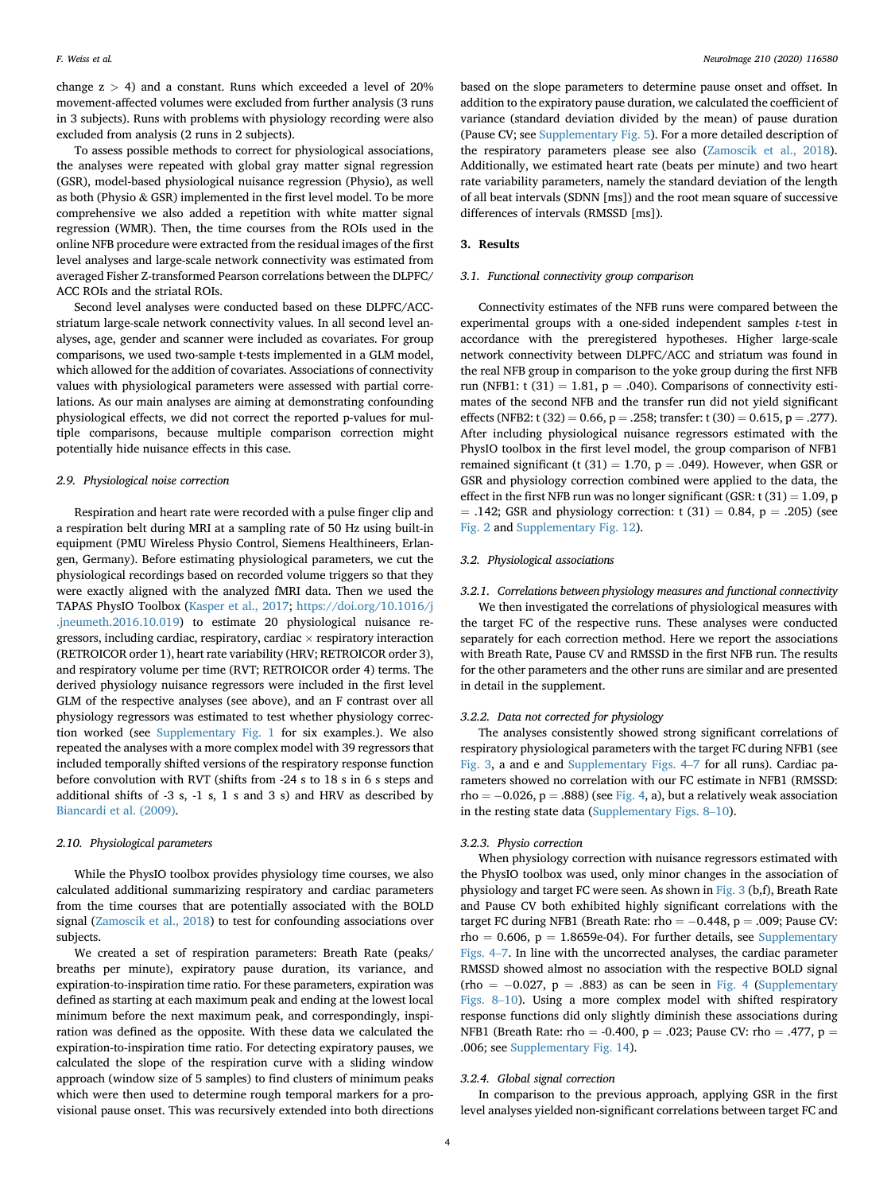change z > 4) and a constant. Runs which exceeded a level of 20% movement-affected volumes were excluded from further analysis (3 runs in 3 subjects). Runs with problems with physiology recording were also excluded from analysis (2 runs in 2 subjects).

To assess possible methods to correct for physiological associations, the analyses were repeated with global gray matter signal regression (GSR), model-based physiological nuisance regression (Physio), as well as both (Physio & GSR) implemented in the first level model. To be more comprehensive we also added a repetition with white matter signal regression (WMR). Then, the time courses from the ROIs used in the online NFB procedure were extracted from the residual images of the first level analyses and large-scale network connectivity was estimated from averaged Fisher Z-transformed Pearson correlations between the DLPFC/ACC ROIs and the striatal ROIs.

Second level analyses were conducted based on these DLPFC/ACC-striatum large-scale network connectivity values. In all second level analyses, age, gender and scanner were included as covariates. For group comparisons, we used two-sample t-tests implemented in a GLM model, which allowed for the addition of covariates. Associations of connectivity values with physiological parameters were assessed with partial correlations. As our main analyses are aiming at demonstrating confounding physiological effects, we did not correct the reported p-values for multiple comparisons, because multiple comparison correction might potentially hide nuisance effects in this case.

### 2.9. Physiological noise correction

Respiration and heart rate were recorded with a pulse finger clip and a respiration belt during MRI at a sampling rate of 50 Hz using built-in equipment (PMU Wireless Physio Control, Siemens Healthineers, Erlangen, Germany). Before estimating physiological parameters, we cut the physiological recordings based on recorded volume triggers so that they were exactly aligned with the analyzed fMRI data. Then we used the TAPAS PhysIO Toolbox (Kasper et al., 2017; https://doi.org/10.1016/j.jneumeth.2016.10.019) to estimate 20 physiological nuisance regressors, including cardiac, respiratory, cardiac × respiratory interaction (RETROICOR order 1), heart rate variability (HRV; RETROICOR order 3), and respiratory volume per time (RVT; RETROICOR order 4) terms. The derived physiology nuisance regressors were included in the first level GLM of the respective analyses (see above), and an F contrast over all physiology regressors was estimated to test whether physiology correction worked (see Supplementary Fig. 1 for six examples.). We also repeated the analyses with a more complex model with 39 regressors that included temporally shifted versions of the respiratory response function before convolution with RVT (shifts from -24 s to 18 s in 6 s steps and additional shifts of -3 s, -1 s, 1 s and 3 s) and HRV as described by Biancardi et al. (2009).

### 2.10. Physiological parameters

While the PhysIO toolbox provides physiology time courses, we also calculated additional summarizing respiratory and cardiac parameters from the time courses that are potentially associated with the BOLD signal (Zamoscik et al., 2018) to test for confounding associations over subjects.

We created a set of respiration parameters: Breath Rate (peaks/breaths per minute), expiratory pause duration, its variance, and expiration-to-inspiration time ratio. For these parameters, expiration was defined as starting at each maximum peak and ending at the lowest local minimum before the next maximum peak, and correspondingly, inspiration was defined as the opposite. With these data we calculated the expiration-to-inspiration time ratio. For detecting expiratory pauses, we calculated the slope of the respiration curve with a sliding window approach (window size of 5 samples) to find clusters of minimum peaks which were then used to determine rough temporal markers for a provisional pause onset. This was recursively extended into both directions based on the slope parameters to determine pause onset and offset. In addition to the expiratory pause duration, we calculated the coefficient of variance (standard deviation divided by the mean) of pause duration (Pause CV; see Supplementary Fig. 5). For a more detailed description of the respiratory parameters please see also (Zamoscik et al., 2018). Additionally, we estimated heart rate (beats per minute) and two heart rate variability parameters, namely the standard deviation of the length of all beat intervals (SDNN [ms]) and the root mean square of successive differences of intervals (RMSSD [ms]).

## 3. Results

### 3.1. Functional connectivity group comparison

Connectivity estimates of the NFB runs were compared between the experimental groups with a one-sided independent samples *t*-test in accordance with the preregistered hypotheses. Higher large-scale network connectivity between DLPFC/ACC and striatum was found in the real NFB group in comparison to the yoke group during the first NFB run (NFB1: $t(31) = 1.81$, $p = .040$). Comparisons of connectivity estimates of the second NFB and the transfer run did not yield significant effects (NFB2: $t(32) = 0.66$, $p = .258$; transfer: $t(30) = 0.615$, $p = .277$). After including physiological nuisance regressors estimated with the PhysIO toolbox in the first level model, the group comparison of NFB1 remained significant ($t(31) = 1.70$, $p = .049$). However, when GSR or GSR and physiology correction combined were applied to the data, the effect in the first NFB run was no longer significant (GSR: $t(31) = 1.09$, $p = .142$; GSR and physiology correction: $t(31) = 0.84$, $p = .205$) (see Fig. 2 and Supplementary Fig. 12).

### 3.2. Physiological associations

#### 3.2.1. Correlations between physiology measures and functional connectivity

We then investigated the correlations of physiological measures with the target FC of the respective runs. These analyses were conducted separately for each correction method. Here we report the associations with Breath Rate, Pause CV and RMSSD in the first NFB run. The results for the other parameters and the other runs are similar and are presented in detail in the supplement.

#### 3.2.2. Data not corrected for physiology

The analyses consistently showed strong significant correlations of respiratory physiological parameters with the target FC during NFB1 (see Fig. 3, a and e and Supplementary Figs. 4–7 for all runs). Cardiac parameters showed no correlation with our FC estimate in NFB1 (RMSSD: $\rho = -0.026$, $p = .888$) (see Fig. 4, a), but a relatively weak association in the resting state data (Supplementary Figs. 8–10).

#### 3.2.3. Physio correction

When physiology correction with nuisance regressors estimated with the PhysIO toolbox was used, only minor changes in the association of physiology and target FC were seen. As shown in Fig. 3 (b,f), Breath Rate and Pause CV both exhibited highly significant correlations with the target FC during NFB1 (Breath Rate: $\rho = -0.448$, $p = .009$; Pause CV: $\rho = 0.606$, $p = 1.8659\text{e-}04$). For further details, see Supplementary Figs. 4–7. In line with the uncorrected analyses, the cardiac parameter RMSSD showed almost no association with the respective BOLD signal ($\rho = -0.027$, $p = .883$) as can be seen in Fig. 4 (Supplementary Figs. 8–10). Using a more complex model with shifted respiratory response functions did only slightly diminish these associations during NFB1 (Breath Rate: $\rho = -0.400$, $p = .023$; Pause CV: $\rho = .477$, $p = .006$; see Supplementary Fig. 14).

#### 3.2.4. Global signal correction

In comparison to the previous approach, applying GSR in the first level analyses yielded non-significant correlations between target FC and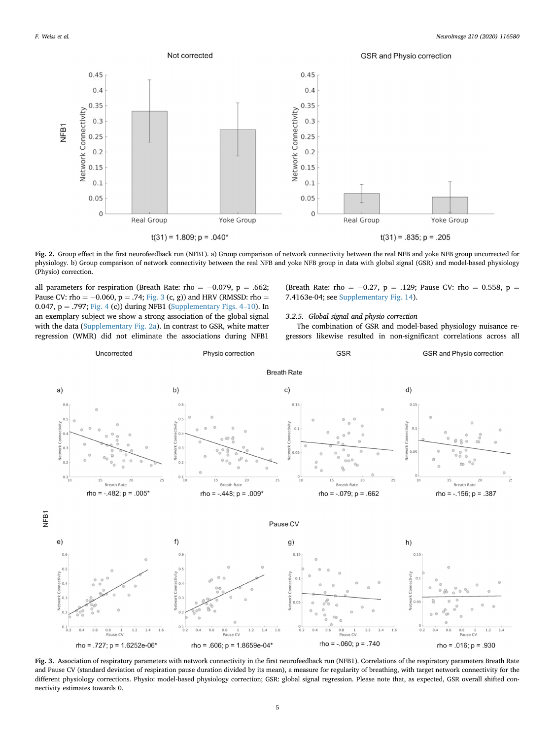Fig. 2. Group effect in the first neurofeedback run (NFB1). a) Group comparison of network connectivity between the real NFB and yoke NFB group uncorrected for physiology. b) Group comparison of network connectivity between the real NFB and yoke NFB group in data with global signal (GSR) and model-based physiology (Physio) correction.

all parameters for respiration (Breath Rate: rho = −0.079, p = .662; Pause CV: rho = −0.060, p = .74; Fig. 3 (c, g)) and HRV (RMSSD: rho = 0.047, p = .797; Fig. 4 (c)) during NFB1 (Supplementary Figs. 4–10). In an exemplary subject we show a strong association of the global signal with the data (Supplementary Fig. 2a). In contrast to GSR, white matter regression (WMR) did not eliminate the associations during NFB1 (Breath Rate: rho = −0.27, p = .129; Pause CV: rho = 0.558, p = 7.4163e-04; see Supplementary Fig. 14).

### 3.2.5. Global signal and physio correction

The combination of GSR and model-based physiology nuisance regressors likewise resulted in non-significant correlations across all

Fig. 3. Association of respiratory parameters with network connectivity in the first neurofeedback run (NFB1). Correlations of the respiratory parameters Breath Rate and Pause CV (standard deviation of respiration pause duration divided by its mean), a measure for regularity of breathing, with target network connectivity for the different physiology corrections. Physio: model-based physiology correction; GSR: global signal regression. Please note that, as expected, GSR overall shifted connectivity estimates towards 0.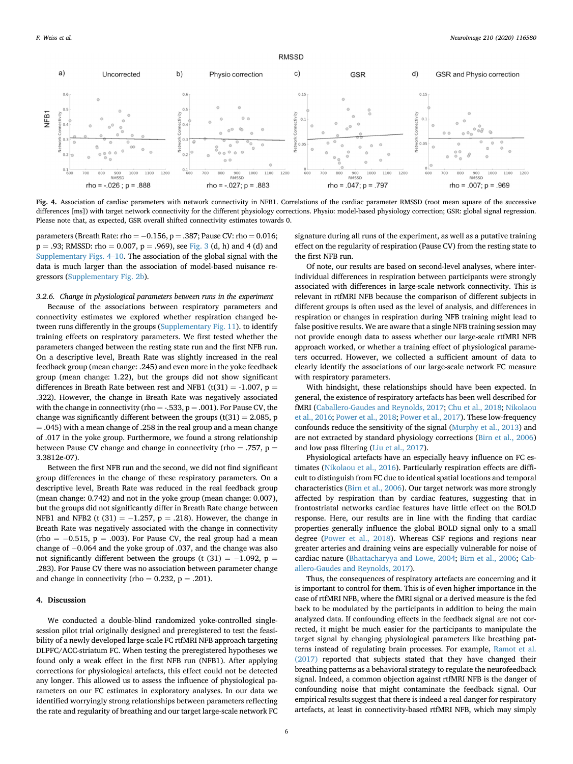**Fig. 4.** Association of cardiac parameters with network connectivity in NFB1. Correlations of the cardiac parameter RMSSD (root mean square of the successive differences [ms]) with target network connectivity for the different physiology corrections. Physio: model-based physiology correction; GSR: global signal regression. Please note that, as expected, GSR overall shifted connectivity estimates towards 0.

parameters (Breath Rate: rho = −0.156, p = .387; Pause CV: rho = 0.016; p = .93; RMSSD: rho = 0.007, p = .969), see Fig. 3 (d, h) and 4 (d) and Supplementary Figs. 4–10. The association of the global signal with the data is much larger than the association of model-based nuisance regressors (Supplementary Fig. 2b).

### 3.2.6. Change in physiological parameters between runs in the experiment

Because of the associations between respiratory parameters and connectivity estimates we explored whether respiration changed between runs differently in the groups (Supplementary Fig. 11). to identify training effects on respiratory parameters. We first tested whether the parameters changed between the resting state run and the first NFB run. On a descriptive level, Breath Rate was slightly increased in the real feedback group (mean change: .245) and even more in the yoke feedback group (mean change: 1.22), but the groups did not show significant differences in Breath Rate between rest and NFB1 (t(31) = -1.007, p = .322). However, the change in Breath Rate was negatively associated with the change in connectivity (rho = -.533, p = .001). For Pause CV, the change was significantly different between the groups (t(31) = 2.085, p = .045) with a mean change of .258 in the real group and a mean change of .017 in the yoke group. Furthermore, we found a strong relationship between Pause CV change and change in connectivity (rho = .757, p = 3.3812e-07).

Between the first NFB run and the second, we did not find significant group differences in the change of these respiratory parameters. On a descriptive level, Breath Rate was reduced in the real feedback group (mean change: 0.742) and not in the yoke group (mean change: 0.007), but the groups did not significantly differ in Breath Rate change between NFB1 and NFB2 (t (31) = −1.257, p = .218). However, the change in Breath Rate was negatively associated with the change in connectivity (rho = −0.515, p = .003). For Pause CV, the real group had a mean change of −0.064 and the yoke group of .037, and the change was also not significantly different between the groups (t (31) = −1.092, p = .283). For Pause CV there was no association between parameter change and change in connectivity (rho = 0.232, p = .201).

## 4. Discussion

We conducted a double-blind randomized yoke-controlled single-session pilot trial originally designed and preregistered to test the feasibility of a newly developed large-scale FC rtfMRI NFB approach targeting DLPFC/ACC-striatum FC. When testing the preregistered hypotheses we found only a weak effect in the first NFB run (NFB1). After applying corrections for physiological artefacts, this effect could not be detected any longer. This allowed us to assess the influence of physiological parameters on our FC estimates in exploratory analyses. In our data we identified worryingly strong relationships between parameters reflecting the rate and regularity of breathing and our target large-scale network FC signature during all runs of the experiment, as well as a putative training effect on the regularity of respiration (Pause CV) from the resting state to the first NFB run.

Of note, our results are based on second-level analyses, where inter-individual differences in respiration between participants were strongly associated with differences in large-scale network connectivity. This is relevant in rtfMRI NFB because the comparison of different subjects in different groups is often used as the level of analysis, and differences in respiration or changes in respiration during NFB training might lead to false positive results. We are aware that a single NFB training session may not provide enough data to assess whether our large-scale rtfMRI NFB approach worked, or whether a training effect of physiological parameters occurred. However, we collected a sufficient amount of data to clearly identify the associations of our large-scale network FC measure with respiratory parameters.

With hindsight, these relationships should have been expected. In general, the existence of respiratory artefacts has been well described for fMRI (Caballero-Gaudes and Reynolds, 2017; Chu et al., 2018; Nikolaou et al., 2016; Power et al., 2018; Power et al., 2017). These low-frequency confounds reduce the sensitivity of the signal (Murphy et al., 2013) and are not extracted by standard physiology corrections (Birn et al., 2006) and low pass filtering (Liu et al., 2017).

Physiological artefacts have an especially heavy influence on FC estimates (Nikolaou et al., 2016). Particularly respiration effects are difficult to distinguish from FC due to identical spatial locations and temporal characteristics (Birn et al., 2006). Our target network was more strongly affected by respiration than by cardiac features, suggesting that in frontostriatal networks cardiac features have little effect on the BOLD response. Here, our results are in line with the finding that cardiac properties generally influence the global BOLD signal only to a small degree (Power et al., 2018). Whereas CSF regions and regions near greater arteries and draining veins are especially vulnerable for noise of cardiac nature (Bhattacharyya and Lowe, 2004; Birn et al., 2006; Caballero-Gaudes and Reynolds, 2017).

Thus, the consequences of respiratory artefacts are concerning and it is important to control for them. This is of even higher importance in the case of rtfMRI NFB, where the fMRI signal or a derived measure is the fed back to be modulated by the participants in addition to being the main analyzed data. If confounding effects in the feedback signal are not corrected, it might be much easier for the participants to manipulate the target signal by changing physiological parameters like breathing patterns instead of regulating brain processes. For example, Ramot et al. (2017) reported that subjects stated that they have changed their breathing patterns as a behavioral strategy to regulate the neurofeedback signal. Indeed, a common objection against rtfMRI NFB is the danger of confounding noise that might contaminate the feedback signal. Our empirical results suggest that there is indeed a real danger for respiratory artefacts, at least in connectivity-based rtfMRI NFB, which may simply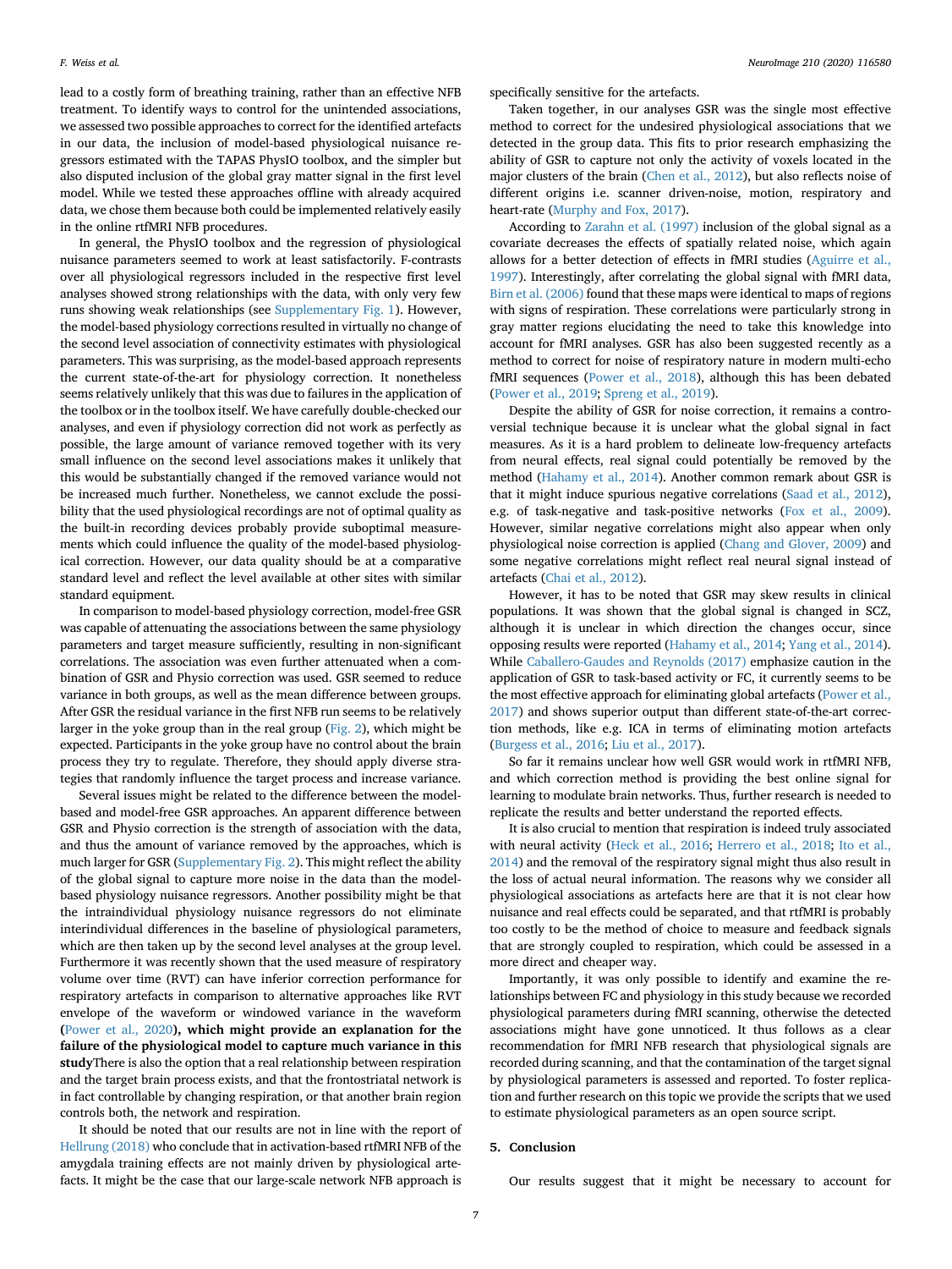lead to a costly form of breathing training, rather than an effective NFB treatment. To identify ways to control for the unintended associations, we assessed two possible approaches to correct for the identified artefacts in our data, the inclusion of model-based physiological nuisance regressors estimated with the TAPAS PhysIO toolbox, and the simpler but also disputed inclusion of the global gray matter signal in the first level model. While we tested these approaches offline with already acquired data, we chose them because both could be implemented relatively easily in the online rtfMRI NFB procedures.

In general, the PhysIO toolbox and the regression of physiological nuisance parameters seemed to work at least satisfactorily. F-contrasts over all physiological regressors included in the respective first level analyses showed strong relationships with the data, with only very few runs showing weak relationships (see Supplementary Fig. 1). However, the model-based physiology corrections resulted in virtually no change of the second level association of connectivity estimates with physiological parameters. This was surprising, as the model-based approach represents the current state-of-the-art for physiology correction. It nonetheless seems relatively unlikely that this was due to failures in the application of the toolbox or in the toolbox itself. We have carefully double-checked our analyses, and even if physiology correction did not work as perfectly as possible, the large amount of variance removed together with its very small influence on the second level associations makes it unlikely that this would be substantially changed if the removed variance would not be increased much further. Nonetheless, we cannot exclude the possibility that the used physiological recordings are not of optimal quality as the built-in recording devices probably provide suboptimal measurements which could influence the quality of the model-based physiological correction. However, our data quality should be at a comparative standard level and reflect the level available at other sites with similar standard equipment.

In comparison to model-based physiology correction, model-free GSR was capable of attenuating the associations between the same physiology parameters and target measure sufficiently, resulting in non-significant correlations. The association was even further attenuated when a combination of GSR and Physio correction was used. GSR seemed to reduce variance in both groups, as well as the mean difference between groups. After GSR the residual variance in the first NFB run seems to be relatively larger in the yoke group than in the real group (Fig. 2), which might be expected. Participants in the yoke group have no control about the brain process they try to regulate. Therefore, they should apply diverse strategies that randomly influence the target process and increase variance.

Several issues might be related to the difference between the model-based and model-free GSR approaches. An apparent difference between GSR and Physio correction is the strength of association with the data, and thus the amount of variance removed by the approaches, which is much larger for GSR (Supplementary Fig. 2). This might reflect the ability of the global signal to capture more noise in the data than the model-based physiology nuisance regressors. Another possibility might be that the intraindividual physiology nuisance regressors do not eliminate interindividual differences in the baseline of physiological parameters, which are then taken up by the second level analyses at the group level. Furthermore it was recently shown that the used measure of respiratory volume over time (RVT) can have inferior correction performance for respiratory artefacts in comparison to alternative approaches like RVT envelope of the waveform or windowed variance in the waveform (Power et al., 2020**), which might provide an explanation for the failure of the physiological model to capture much variance in this study**There is also the option that a real relationship between respiration and the target brain process exists, and that the frontostriatal network is in fact controllable by changing respiration, or that another brain region controls both, the network and respiration.

It should be noted that our results are not in line with the report of Hellrung (2018) who conclude that in activation-based rtfMRI NFB of the amygdala training effects are not mainly driven by physiological artefacts. It might be the case that our large-scale network NFB approach is specifically sensitive for the artefacts.

Taken together, in our analyses GSR was the single most effective method to correct for the undesired physiological associations that we detected in the group data. This fits to prior research emphasizing the ability of GSR to capture not only the activity of voxels located in the major clusters of the brain (Chen et al., 2012), but also reflects noise of different origins i.e. scanner driven-noise, motion, respiratory and heart-rate (Murphy and Fox, 2017).

According to Zarahn et al. (1997) inclusion of the global signal as a covariate decreases the effects of spatially related noise, which again allows for a better detection of effects in fMRI studies (Aguirre et al., 1997). Interestingly, after correlating the global signal with fMRI data, Birn et al. (2006) found that these maps were identical to maps of regions with signs of respiration. These correlations were particularly strong in gray matter regions elucidating the need to take this knowledge into account for fMRI analyses. GSR has also been suggested recently as a method to correct for noise of respiratory nature in modern multi-echo fMRI sequences (Power et al., 2018), although this has been debated (Power et al., 2019; Spreng et al., 2019).

Despite the ability of GSR for noise correction, it remains a controversial technique because it is unclear what the global signal in fact measures. As it is a hard problem to delineate low-frequency artefacts from neural effects, real signal could potentially be removed by the method (Hahamy et al., 2014). Another common remark about GSR is that it might induce spurious negative correlations (Saad et al., 2012), e.g. of task-negative and task-positive networks (Fox et al., 2009). However, similar negative correlations might also appear when only physiological noise correction is applied (Chang and Glover, 2009) and some negative correlations might reflect real neural signal instead of artefacts (Chai et al., 2012).

However, it has to be noted that GSR may skew results in clinical populations. It was shown that the global signal is changed in SCZ, although it is unclear in which direction the changes occur, since opposing results were reported (Hahamy et al., 2014; Yang et al., 2014). While Caballero-Gaudes and Reynolds (2017) emphasize caution in the application of GSR to task-based activity or FC, it currently seems to be the most effective approach for eliminating global artefacts (Power et al., 2017) and shows superior output than different state-of-the-art correction methods, like e.g. ICA in terms of eliminating motion artefacts (Burgess et al., 2016; Liu et al., 2017).

So far it remains unclear how well GSR would work in rtfMRI NFB, and which correction method is providing the best online signal for learning to modulate brain networks. Thus, further research is needed to replicate the results and better understand the reported effects.

It is also crucial to mention that respiration is indeed truly associated with neural activity (Heck et al., 2016; Herrero et al., 2018; Ito et al., 2014) and the removal of the respiratory signal might thus also result in the loss of actual neural information. The reasons why we consider all physiological associations as artefacts here are that it is not clear how nuisance and real effects could be separated, and that rtfMRI is probably too costly to be the method of choice to measure and feedback signals that are strongly coupled to respiration, which could be assessed in a more direct and cheaper way.

Importantly, it was only possible to identify and examine the relationships between FC and physiology in this study because we recorded physiological parameters during fMRI scanning, otherwise the detected associations might have gone unnoticed. It thus follows as a clear recommendation for fMRI NFB research that physiological signals are recorded during scanning, and that the contamination of the target signal by physiological parameters is assessed and reported. To foster replication and further research on this topic we provide the scripts that we used to estimate physiological parameters as an open source script.

## 5. Conclusion

Our results suggest that it might be necessary to account for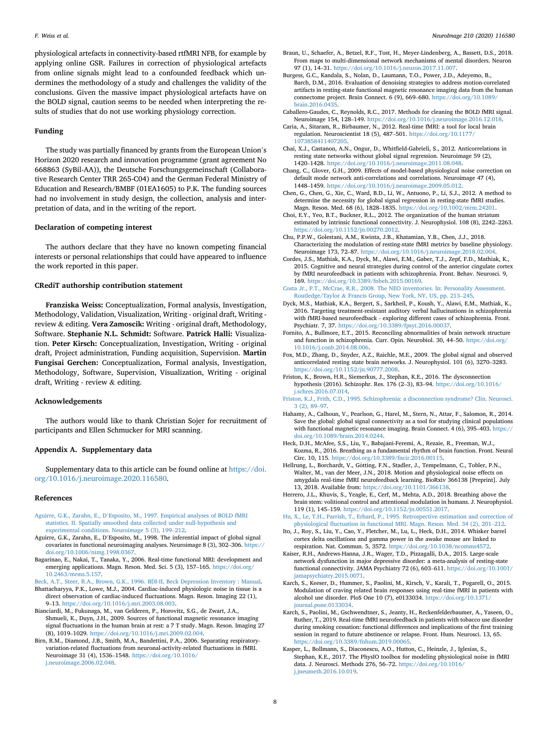physiological artefacts in connectivity-based rtfMRI NFB, for example by applying online GSR. Failures in correction of physiological artefacts from online signals might lead to a confounded feedback which undermines the methodology of a study and challenges the validity of the conclusions. Given the massive impact physiological artefacts have on the BOLD signal, caution seems to be needed when interpreting the results of studies that do not use working physiology correction.

## Funding

The study was partially financed by grants from the European Union's Horizon 2020 research and innovation programme (grant agreement No 668863 (SyBil-AA)), the Deutsche Forschungsgemeinschaft (Collaborative Research Center TRR 265-C04) and the German Federal Ministry of Education and Research/BMBF (01EA1605) to P.K. The funding sources had no involvement in study design, the collection, analysis and interpretation of data, and in the writing of the report.

## Declaration of competing interest

The authors declare that they have no known competing financial interests or personal relationships that could have appeared to influence the work reported in this paper.

## CRediT authorship contribution statement

**Franziska Weiss:** Conceptualization, Formal analysis, Investigation, Methodology, Validation, Visualization, Writing - original draft, Writing - review & editing. **Vera Zamoscik:** Writing - original draft, Methodology, Software. **Stephanie N.L. Schmidt:** Software. **Patrick Halli:** Visualization. **Peter Kirsch:** Conceptualization, Investigation, Writing - original draft, Project administration, Funding acquisition, Supervision. **Martin Fungisai Gerchen:** Conceptualization, Formal analysis, Investigation, Methodology, Software, Supervision, Visualization, Writing - original draft, Writing - review & editing.

## Acknowledgements

The authors would like to thank Christian Sojer for recruitment of participants and Ellen Schmucker for MRI scanning.

## Appendix A. Supplementary data

Supplementary data to this article can be found online at https://doi.org/10.1016/j.neuroimage.2020.116580.

## References

Aguirre, G.K., Zarahn, E., D'Esposito, M., 1997. Empirical analyses of BOLD fMRI statistics. II. Spatially smoothed data collected under null-hypothesis and experimental conditions. Neuroimage 5 (3), 199–212.

Aguirre, G.K., Zarahn, E., D'Esposito, M., 1998. The inferential impact of global signal covariates in functional neuroimaging analyses. Neuroimage 8 (3), 302–306. https://doi.org/10.1006/nimg.1998.0367.

Bagarinao, E., Nakai, T., Tanaka, Y., 2006. Real-time functional MRI: development and emerging applications. Magn. Reson. Med. Sci. 5 (3), 157–165. https://doi.org/10.2463/mrms.5.157.

Beck, A.T., Steer, R.A., Brown, G.K., 1996. BDI-II, Beck Depression Inventory : Manual.

Bhattacharyya, P.K., Lowe, M.J., 2004. Cardiac-induced physiologic noise in tissue is a direct observation of cardiac-induced fluctuations. Magn. Reson. Imaging 22 (1), 9–13. https://doi.org/10.1016/j.mri.2003.08.003.

Bianciardi, M., Fukunaga, M., van Gelderen, P., Horovitz, S.G., de Zwart, J.A., Shmueli, K., Duyn, J.H., 2009. Sources of functional magnetic resonance imaging signal fluctuations in the human brain at rest: a 7 T study. Magn. Reson. Imaging 27 (8), 1019–1029. https://doi.org/10.1016/j.mri.2009.02.004.

Birn, R.M., Diamond, J.B., Smith, M.A., Bandettini, P.A., 2006. Separating respiratory-variation-related fluctuations from neuronal-activity-related fluctuations in fMRI. Neuroimage 31 (4), 1536–1548. https://doi.org/10.1016/j.neuroimage.2006.02.048.

Braun, U., Schaefer, A., Betzel, R.F., Tost, H., Meyer-Lindenberg, A., Bassett, D.S., 2018. From maps to multi-dimensional network mechanisms of mental disorders. Neuron 97 (1), 14–31. https://doi.org/10.1016/j.neuron.2017.11.007.

Burgess, G.C., Kandala, S., Nolan, D., Laumann, T.O., Power, J.D., Adeyemo, B., Barch, D.M., 2016. Evaluation of denoising strategies to address motion-correlated artifacts in resting-state functional magnetic resonance imaging data from the human connectome project. Brain Connect. 6 (9), 669–680. https://doi.org/10.1089/brain.2016.0435.

Caballero-Gaudes, C., Reynolds, R.C., 2017. Methods for cleaning the BOLD fMRI signal. Neuroimage 154, 128–149. https://doi.org/10.1016/j.neuroimage.2016.12.018.

Caria, A., Sitaram, R., Birbaumer, N., 2012. Real-time fMRI: a tool for local brain regulation. Neuroscientist 18 (5), 487–501. https://doi.org/10.1177/1073858411407205.

Chai, X.J., Castanon, A.N., Ongur, D., Whitfield-Gabrieli, S., 2012. Anticorrelations in resting state networks without global signal regression. Neuroimage 59 (2), 1420–1428. https://doi.org/10.1016/j.neuroimage.2011.08.048.

Chang, C., Glover, G.H., 2009. Effects of model-based physiological noise correction on default mode network anti-correlations and correlations. Neuroimage 47 (4), 1448–1459. https://doi.org/10.1016/j.neuroimage.2009.05.012.

Chen, G., Chen, G., Xie, C., Ward, B.D., Li, W., Antuono, P., Li, S.J., 2012. A method to determine the necessity for global signal regression in resting-state fMRI studies. Magn. Reson. Med. 68 (6), 1828–1835. https://doi.org/10.1002/mrm.24201.

Choi, E.Y., Yeo, B.T., Buckner, R.L., 2012. The organization of the human striatum estimated by intrinsic functional connectivity. J. Neurophysiol. 108 (8), 2242–2263. https://doi.org/10.1152/jn.00270.2012.

Chu, P.P.W., Golestani, A.M., Kwinta, J.B., Khatamian, Y.B., Chen, J.J., 2018. Characterizing the modulation of resting-state fMRI metrics by baseline physiology. Neuroimage 173, 72–87. https://doi.org/10.1016/j.neuroimage.2018.02.004.

Cordes, J.S., Mathiak, K.A., Dyck, M., Alawi, E.M., Gaber, T.J., Zepf, F.D., Mathiak, K., 2015. Cognitive and neural strategies during control of the anterior cingulate cortex by fMRI neurofeedback in patients with schizophrenia. Front. Behav. Neurosci. 9, 169. https://doi.org/10.3389/fnbeh.2015.00169.

Costa Jr., P.T., McCrae, R.R., 2008. The NEO inventories. In: Personality Assessment. Routledge/Taylor & Francis Group, New York, NY, US, pp. 213–245.

Dyck, M.S., Mathiak, K.A., Bergert, S., Sarkheil, P., Koush, Y., Alawi, E.M., Mathiak, K., 2016. Targeting treatment-resistant auditory verbal hallucinations in schizophrenia with fMRI-based neurofeedback - exploring different cases of schizophrenia. Front. Psychiatr. 7, 37. https://doi.org/10.3389/fpsyt.2016.00037.

Fornito, A., Bullmore, E.T., 2015. Reconciling abnormalities of brain network structure and function in schizophrenia. Curr. Opin. Neurobiol. 30, 44–50. https://doi.org/10.1016/j.conb.2014.08.006.

Fox, M.D., Zhang, D., Snyder, A.Z., Raichle, M.E., 2009. The global signal and observed anticorrelated resting state brain networks. J. Neurophysiol. 101 (6), 3270–3283. https://doi.org/10.1152/jn.90777.2008.

Friston, K., Brown, H.R., Siemerkus, J., Stephan, K.E., 2016. The dysconnection hypothesis (2016). Schizophr. Res. 176 (2–3), 83–94. https://doi.org/10.1016/j.schres.2016.07.014.

Friston, K.J., Frith, C.D., 1995. Schizophrenia: a disconnection syndrome? Clin. Neurosci. 3 (2), 89–97.

Hahamy, A., Calhoun, V., Pearlson, G., Harel, M., Stern, N., Attar, F., Salomon, R., 2014. Save the global: global signal connectivity as a tool for studying clinical populations with functional magnetic resonance imaging. Brain Connect. 4 (6), 395–403. https://doi.org/10.1089/brain.2014.0244.

Heck, D.H., McAfee, S.S., Liu, Y., Babajani-Feremi, A., Rezaie, R., Freeman, W.J., Kozma, R., 2016. Breathing as a fundamental rhythm of brain function. Front. Neural Circ. 10, 115. https://doi.org/10.3389/fncir.2016.00115.

Hellrung, L., Borchardt, V., Götting, F.N., Stadler, J., Tempelmann, C., Tobler, P.N., Walter, M., van der Meer, J.N., 2018. Motion and physiological noise effects on amygdala real-time fMRI neurofeedback learning. BioRxiv 366138 [Preprint]. July 13, 2018. Available from: https://doi.org/10.1101/366138.

Herrero, J.L., Khuvis, S., Yeagle, E., Cerf, M., Mehta, A.D., 2018. Breathing above the brain stem: volitional control and attentional modulation in humans. J. Neurophysiol. 119 (1), 145–159. https://doi.org/10.1152/jn.00551.2017.

Hu, X., Le, T.H., Parrish, T., Erhard, P., 1995. Retrospective estimation and correction of physiological fluctuation in functional MRI. Magn. Reson. Med. 34 (2), 201–212.

Ito, J., Roy, S., Liu, Y., Cao, Y., Fletcher, M., Lu, L., Heck, D.H., 2014. Whisker barrel cortex delta oscillations and gamma power in the awake mouse are linked to respiration. Nat. Commun. 5, 3572. https://doi.org/10.1038/ncomms4572.

Kaiser, R.H., Andrews-Hanna, J.R., Wager, T.D., Pizzagalli, D.A., 2015. Large-scale network dysfunction in major depressive disorder: a meta-analysis of resting-state functional connectivity. JAMA Psychiatry 72 (6), 603–611. https://doi.org/10.1001/jamapsychiatry.2015.0071.

Karch, S., Keeser, D., Hummer, S., Paolini, M., Kirsch, V., Karali, T., Pogarell, O., 2015. Modulation of craving related brain responses using real-time fMRI in patients with alcohol use disorder. PloS One 10 (7), e0133034. https://doi.org/10.1371/journal.pone.0133034.

Karch, S., Paolini, M., Gschwendtner, S., Jeanty, H., Reckenfelderbaumer, A., Yaseen, O., Ruther, T., 2019. Real-time fMRI neurofeedback in patients with tobacco use disorder during smoking cessation: functional differences and implications of the first training session in regard to future abstinence or relapse. Front. Hum. Neurosci. 13, 65. https://doi.org/10.3389/fnhum.2019.00065.

Kasper, L., Bollmann, S., Diaconescu, A.O., Hutton, C., Heinzle, J., Iglesias, S., Stephan, K.E., 2017. The PhysIO toolbox for modeling physiological noise in fMRI data. J. Neurosci. Methods 276, 56–72. https://doi.org/10.1016/j.jneumeth.2016.10.019.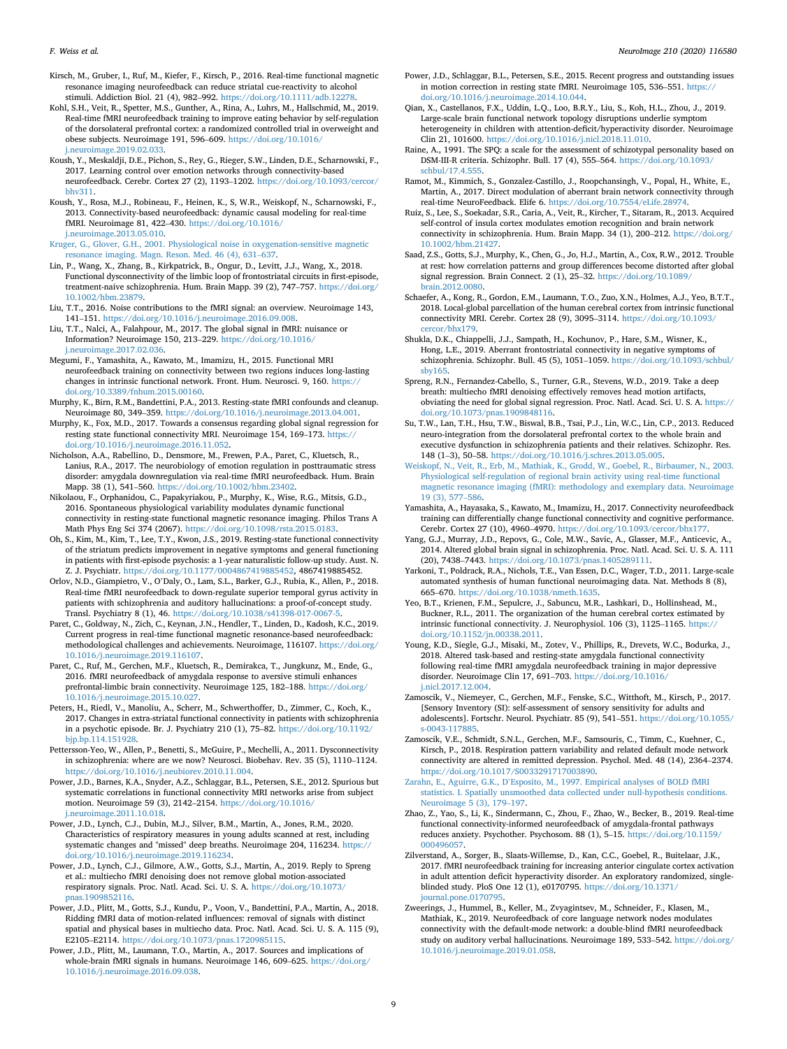Kirsch, M., Gruber, I., Ruf, M., Kiefer, F., Kirsch, P., 2016. Real-time functional magnetic resonance imaging neurofeedback can reduce striatal cue-reactivity to alcohol stimuli. Addiction Biol. 21 (4), 982–992. https://doi.org/10.1111/adb.12278.

Kohl, S.H., Veit, R., Spetter, M.S., Gunther, A., Rina, A., Luhrs, M., Hallschmid, M., 2019. Real-time fMRI neurofeedback training to improve eating behavior by self-regulation of the dorsolateral prefrontal cortex: a randomized controlled trial in overweight and obese subjects. Neuroimage 191, 596–609. https://doi.org/10.1016/j.neuroimage.2019.02.033.

Koush, Y., Meskaldji, D.E., Pichon, S., Rey, G., Rieger, S.W., Linden, D.E., Scharnowski, F., 2017. Learning control over emotion networks through connectivity-based neurofeedback. Cerebr. Cortex 27 (2), 1193–1202. https://doi.org/10.1093/cercor/bhv311.

Koush, Y., Rosa, M.J., Robineau, F., Heinen, K., S, W.R., Weiskopf, N., Scharnowski, F., 2013. Connectivity-based neurofeedback: dynamic causal modeling for real-time fMRI. Neuroimage 81, 422–430. https://doi.org/10.1016/j.neuroimage.2013.05.010.

Kruger, G., Glover, G.H., 2001. Physiological noise in oxygenation-sensitive magnetic resonance imaging. Magn. Reson. Med. 46 (4), 631–637.

Lin, P., Wang, X., Zhang, B., Kirkpatrick, B., Ongur, D., Levitt, J.J., Wang, X., 2018. Functional dysconnectivity of the limbic loop of frontostriatal circuits in first-episode, treatment-naive schizophrenia. Hum. Brain Mapp. 39 (2), 747–757. https://doi.org/10.1002/hbm.23879.

Liu, T.T., 2016. Noise contributions to the fMRI signal: an overview. Neuroimage 143, 141–151. https://doi.org/10.1016/j.neuroimage.2016.09.008.

Liu, T.T., Nalci, A., Falahpour, M., 2017. The global signal in fMRI: nuisance or Information? Neuroimage 150, 213–229. https://doi.org/10.1016/j.neuroimage.2017.02.036.

Megumi, F., Yamashita, A., Kawato, M., Imamizu, H., 2015. Functional MRI neurofeedback training on connectivity between two regions induces long-lasting changes in intrinsic functional network. Front. Hum. Neurosci. 9, 160. https://doi.org/10.3389/fnhum.2015.00160.

Murphy, K., Birn, R.M., Bandettini, P.A., 2013. Resting-state fMRI confounds and cleanup. Neuroimage 80, 349–359. https://doi.org/10.1016/j.neuroimage.2013.04.001.

Murphy, K., Fox, M.D., 2017. Towards a consensus regarding global signal regression for resting state functional connectivity MRI. Neuroimage 154, 169–173. https://doi.org/10.1016/j.neuroimage.2016.11.052.

Nicholson, A.A., Rabellino, D., Densmore, M., Frewen, P.A., Paret, C., Kluetsch, R., Lanius, R.A., 2017. The neurobiology of emotion regulation in posttraumatic stress disorder: amygdala downregulation via real-time fMRI neurofeedback. Hum. Brain Mapp. 38 (1), 541–560. https://doi.org/10.1002/hbm.23402.

Nikolaou, F., Orphanidou, C., Papakyriakou, P., Murphy, K., Wise, R.G., Mitsis, G.D., 2016. Spontaneous physiological variability modulates dynamic functional connectivity in resting-state functional magnetic resonance imaging. Philos Trans A Math Phys Eng Sci 374 (2067). https://doi.org/10.1098/rsta.2015.0183.

Oh, S., Kim, M., Kim, T., Lee, T.Y., Kwon, J.S., 2019. Resting-state functional connectivity of the striatum predicts improvement in negative symptoms and general functioning in patients with first-episode psychosis: a 1-year naturalistic follow-up study. Aust. N. Z. J. Psychiatr. https://doi.org/10.1177/0004867419885452, 4867419885452.

Orlov, N.D., Giampietro, V., O'Daly, O., Lam, S.L., Barker, G.J., Rubia, K., Allen, P., 2018. Real-time fMRI neurofeedback to down-regulate superior temporal gyrus activity in patients with schizophrenia and auditory hallucinations: a proof-of-concept study. Transl. Psychiatry 8 (1), 46. https://doi.org/10.1038/s41398-017-0067-5.

Paret, C., Goldway, N., Zich, C., Keynan, J.N., Hendler, T., Linden, D., Kadosh, K.C., 2019. Current progress in real-time functional magnetic resonance-based neurofeedback: methodological challenges and achievements. Neuroimage, 116107. https://doi.org/10.1016/j.neuroimage.2019.116107.

Paret, C., Ruf, M., Gerchen, M.F., Kluetsch, R., Demirakca, T., Jungkunz, M., Ende, G., 2016. fMRI neurofeedback of amygdala response to aversive stimuli enhances prefrontal-limbic brain connectivity. Neuroimage 125, 182–188. https://doi.org/10.1016/j.neuroimage.2015.10.027.

Peters, H., Riedl, V., Manoliu, A., Scherr, M., Schwerthoffer, D., Zimmer, C., Koch, K., 2017. Changes in extra-striatal functional connectivity in patients with schizophrenia in a psychotic episode. Br. J. Psychiatry 210 (1), 75–82. https://doi.org/10.1192/bjp.bp.114.151928.

Pettersson-Yeo, W., Allen, P., Benetti, S., McGuire, P., Mechelli, A., 2011. Dysconnectivity in schizophrenia: where are we now? Neurosci. Biobehav. Rev. 35 (5), 1110–1124. https://doi.org/10.1016/j.neubiorev.2010.11.004.

Power, J.D., Barnes, K.A., Snyder, A.Z., Schlaggar, B.L., Petersen, S.E., 2012. Spurious but systematic correlations in functional connectivity MRI networks arise from subject motion. Neuroimage 59 (3), 2142–2154. https://doi.org/10.1016/j.neuroimage.2011.10.018.

Power, J.D., Lynch, C.J., Dubin, M.J., Silver, B.M., Martin, A., Jones, R.M., 2020. Characteristics of respiratory measures in young adults scanned at rest, including systematic changes and "missed" deep breaths. Neuroimage 204, 116234. https://doi.org/10.1016/j.neuroimage.2019.116234.

Power, J.D., Lynch, C.J., Gilmore, A.W., Gotts, S.J., Martin, A., 2019. Reply to Spreng et al.: multiecho fMRI denoising does not remove global motion-associated respiratory signals. Proc. Natl. Acad. Sci. U. S. A. https://doi.org/10.1073/pnas.1909852116.

Power, J.D., Plitt, M., Gotts, S.J., Kundu, P., Voon, V., Bandettini, P.A., Martin, A., 2018. Ridding fMRI data of motion-related influences: removal of signals with distinct spatial and physical bases in multiecho data. Proc. Natl. Acad. Sci. U. S. A. 115 (9), E2105–E2114. https://doi.org/10.1073/pnas.1720985115.

Power, J.D., Plitt, M., Laumann, T.O., Martin, A., 2017. Sources and implications of whole-brain fMRI signals in humans. Neuroimage 146, 609–625. https://doi.org/10.1016/j.neuroimage.2016.09.038.

Power, J.D., Schlaggar, B.L., Petersen, S.E., 2015. Recent progress and outstanding issues in motion correction in resting state fMRI. Neuroimage 105, 536–551. https://doi.org/10.1016/j.neuroimage.2014.10.044.

Qian, X., Castellanos, F.X., Uddin, L.Q., Loo, B.R.Y., Liu, S., Koh, H.L., Zhou, J., 2019. Large-scale brain functional network topology disruptions underlie symptom heterogeneity in children with attention-deficit/hyperactivity disorder. Neuroimage Clin 21, 101600. https://doi.org/10.1016/j.nicl.2018.11.010.

Raine, A., 1991. The SPQ: a scale for the assessment of schizotypal personality based on DSM-III-R criteria. Schizophr. Bull. 17 (4), 555–564. https://doi.org/10.1093/schbul/17.4.555.

Ramot, M., Kimmich, S., Gonzalez-Castillo, J., Roopchansingh, V., Popal, H., White, E., Martin, A., 2017. Direct modulation of aberrant brain network connectivity through real-time NeuroFeedback. Elife 6. https://doi.org/10.7554/eLife.28974.

Ruiz, S., Lee, S., Soekadar, S.R., Caria, A., Veit, R., Kircher, T., Sitaram, R., 2013. Acquired self-control of insula cortex modulates emotion recognition and brain network connectivity in schizophrenia. Hum. Brain Mapp. 34 (1), 200–212. https://doi.org/10.1002/hbm.21427.

Saad, Z.S., Gotts, S.J., Murphy, K., Chen, G., Jo, H.J., Martin, A., Cox, R.W., 2012. Trouble at rest: how correlation patterns and group differences become distorted after global signal regression. Brain Connect. 2 (1), 25–32. https://doi.org/10.1089/brain.2012.0080.

Schaefer, A., Kong, R., Gordon, E.M., Laumann, T.O., Zuo, X.N., Holmes, A.J., Yeo, B.T.T., 2018. Local-global parcellation of the human cerebral cortex from intrinsic functional connectivity MRI. Cerebr. Cortex 28 (9), 3095–3114. https://doi.org/10.1093/cercor/bhx179.

Shukla, D.K., Chiappelli, J.J., Sampath, H., Kochunov, P., Hare, S.M., Wisner, K., Hong, L.E., 2019. Aberrant frontostriatal connectivity in negative symptoms of schizophrenia. Schizophr. Bull. 45 (5), 1051–1059. https://doi.org/10.1093/schbul/sby165.

Spreng, R.N., Fernandez-Cabello, S., Turner, G.R., Stevens, W.D., 2019. Take a deep breath: multiecho fMRI denoising effectively removes head motion artifacts, obviating the need for global signal regression. Proc. Natl. Acad. Sci. U. S. A. https://doi.org/10.1073/pnas.1909848116.

Su, T.W., Lan, T.H., Hsu, T.W., Biswal, B.B., Tsai, P.J., Lin, W.C., Lin, C.P., 2013. Reduced neuro-integration from the dorsolateral prefrontal cortex to the whole brain and executive dysfunction in schizophrenia patients and their relatives. Schizophr. Res. 148 (1–3), 50–58. https://doi.org/10.1016/j.schres.2013.05.005.

Weiskopf, N., Veit, R., Erb, M., Mathiak, K., Grodd, W., Goebel, R., Birbaumer, N., 2003. Physiological self-regulation of regional brain activity using real-time functional magnetic resonance imaging (fMRI): methodology and exemplary data. Neuroimage 19 (3), 577–586.

Yamashita, A., Hayasaka, S., Kawato, M., Imamizu, H., 2017. Connectivity neurofeedback training can differentially change functional connectivity and cognitive performance. Cerebr. Cortex 27 (10), 4960–4970. https://doi.org/10.1093/cercor/bhx177.

Yang, G.J., Murray, J.D., Repovs, G., Cole, M.W., Savic, A., Glasser, M.F., Anticevic, A., 2014. Altered global brain signal in schizophrenia. Proc. Natl. Acad. Sci. U. S. A. 111 (20), 7438–7443. https://doi.org/10.1073/pnas.1405289111.

Yarkoni, T., Poldrack, R.A., Nichols, T.E., Van Essen, D.C., Wager, T.D., 2011. Large-scale automated synthesis of human functional neuroimaging data. Nat. Methods 8 (8), 665–670. https://doi.org/10.1038/nmeth.1635.

Yeo, B.T., Krienen, F.M., Sepulcre, J., Sabuncu, M.R., Lashkari, D., Hollinshead, M., Buckner, R.L., 2011. The organization of the human cerebral cortex estimated by intrinsic functional connectivity. J. Neurophysiol. 106 (3), 1125–1165. https://doi.org/10.1152/jn.00338.2011.

Young, K.D., Siegle, G.J., Misaki, M., Zotev, V., Phillips, R., Drevets, W.C., Bodurka, J., 2018. Altered task-based and resting-state amygdala functional connectivity following real-time fMRI amygdala neurofeedback training in major depressive disorder. Neuroimage Clin 17, 691–703. https://doi.org/10.1016/j.nicl.2017.12.004.

Zamoscik, V., Niemeyer, C., Gerchen, M.F., Fenske, S.C., Witthoft, M., Kirsch, P., 2017. [Sensory Inventory (SI): self-assessment of sensory sensitivity for adults and adolescents]. Fortschr. Neurol. Psychiatr. 85 (9), 541–551. https://doi.org/10.1055/s-0043-117885.

Zamoscik, V.E., Schmidt, S.N.L., Gerchen, M.F., Samsouris, C., Timm, C., Kuehner, C., Kirsch, P., 2018. Respiration pattern variability and related default mode network connectivity are altered in remitted depression. Psychol. Med. 48 (14), 2364–2374. https://doi.org/10.1017/S0033291717003890.

Zarahn, E., Aguirre, G.K., D'Esposito, M., 1997. Empirical analyses of BOLD fMRI statistics. I. Spatially unsmoothed data collected under null-hypothesis conditions. Neuroimage 5 (3), 179–197.

Zhao, Z., Yao, S., Li, K., Sindermann, C., Zhou, F., Zhao, W., Becker, B., 2019. Real-time functional connectivity-informed neurofeedback of amygdala-frontal pathways reduces anxiety. Psychother. Psychosom. 88 (1), 5–15. https://doi.org/10.1159/000496057.

Zilverstand, A., Sorger, B., Slaats-Willemse, D., Kan, C.C., Goebel, R., Buitelaar, J.K., 2017. fMRI neurofeedback training for increasing anterior cingulate cortex activation in adult attention deficit hyperactivity disorder. An exploratory randomized, single-blinded study. PloS One 12 (1), e0170795. https://doi.org/10.1371/journal.pone.0170795.

Zweerings, J., Hummel, B., Keller, M., Zvyagintsev, M., Schneider, F., Klasen, M., Mathiak, K., 2019. Neurofeedback of core language network nodes modulates connectivity with the default-mode network: a double-blind fMRI neurofeedback study on auditory verbal hallucinations. Neuroimage 189, 533–542. https://doi.org/10.1016/j.neuroimage.2019.01.058.